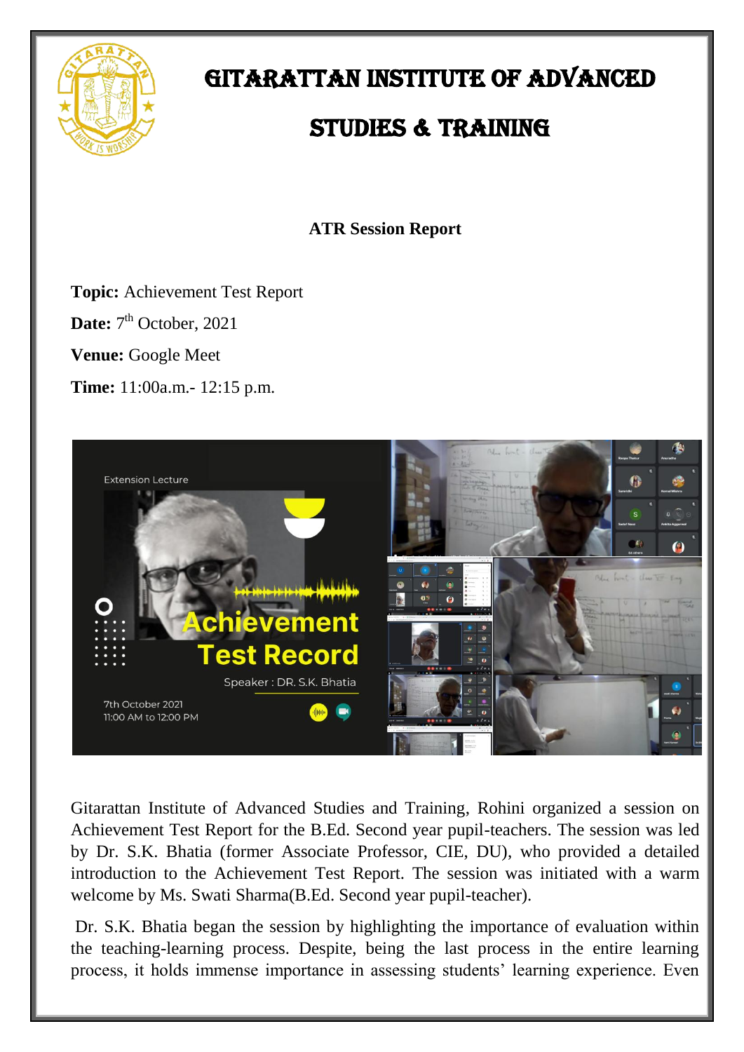# GITARATTAN INSTITUTE OF ADVANCED STUDIES & TRAINING

**ATR Session Report**

**Topic:** Achievement Test Report

**Date:** 7th October, 2021

**Venue:** Google Meet

**Time:** 11:00a.m.- 12:15 p.m.

Gitarattan Institute of Advanced Studies and Training, Rohini organized a session on Achievement Test Report for the B.Ed. Second year pupil-teachers. The session was led by Dr. S.K. Bhatia (former Associate Professor, CIE, DU), who provided a detailed introduction to the Achievement Test Report. The session was initiated with a warm welcome by Ms. Swati Sharma(B.Ed. Second year pupil-teacher).

Dr. S.K. Bhatia began the session by highlighting the importance of evaluation within the teaching-learning process. Despite, being the last process in the entire learning process, it holds immense importance in assessing students' learning experience. Even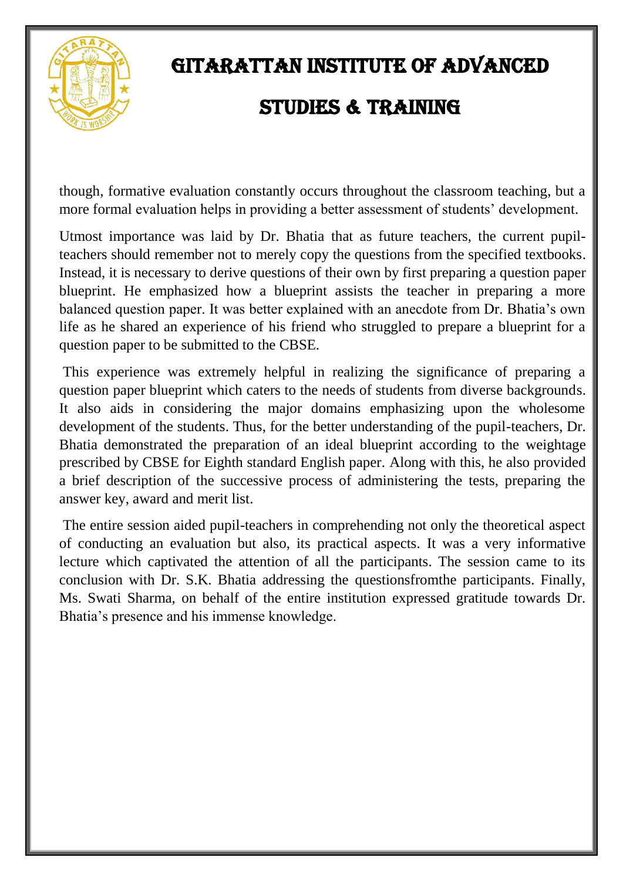# GITARATTAN INSTITUTE OF ADVANCED STUDIES & TRAINING

though, formative evaluation constantly occurs throughout the classroom teaching, but a more formal evaluation helps in providing a better assessment of students' development.

Utmost importance was laid by Dr. Bhatia that as future teachers, the current pupil-teachers should remember not to merely copy the questions from the specified textbooks. Instead, it is necessary to derive questions of their own by first preparing a question paper blueprint. He emphasized how a blueprint assists the teacher in preparing a more balanced question paper. It was better explained with an anecdote from Dr. Bhatia's own life as he shared an experience of his friend who struggled to prepare a blueprint for a question paper to be submitted to the CBSE.

This experience was extremely helpful in realizing the significance of preparing a question paper blueprint which caters to the needs of students from diverse backgrounds. It also aids in considering the major domains emphasizing upon the wholesome development of the students. Thus, for the better understanding of the pupil-teachers, Dr. Bhatia demonstrated the preparation of an ideal blueprint according to the weightage prescribed by CBSE for Eighth standard English paper. Along with this, he also provided a brief description of the successive process of administering the tests, preparing the answer key, award and merit list.

The entire session aided pupil-teachers in comprehending not only the theoretical aspect of conducting an evaluation but also, its practical aspects. It was a very informative lecture which captivated the attention of all the participants. The session came to its conclusion with Dr. S.K. Bhatia addressing the questionsfromthe participants. Finally, Ms. Swati Sharma, on behalf of the entire institution expressed gratitude towards Dr. Bhatia's presence and his immense knowledge.